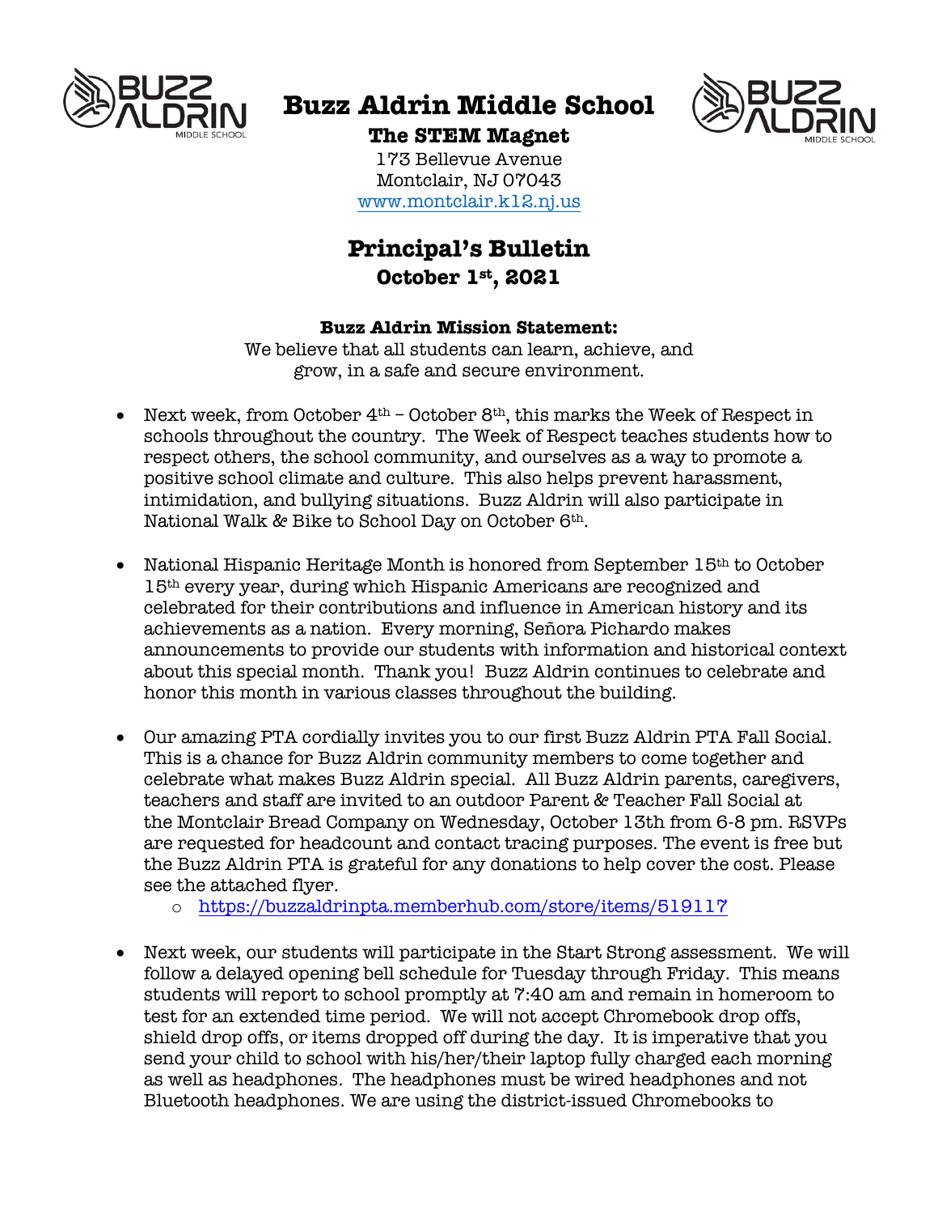# Buzz Aldrin Middle School

**The STEM Magnet**

173 Bellevue Avenue
Montclair, NJ 07043
www.montclair.k12.nj.us

## Principal's Bulletin

**October 1st, 2021**

**Buzz Aldrin Mission Statement:**

We believe that all students can learn, achieve, and grow, in a safe and secure environment.

- Next week, from October 4th – October 8th, this marks the Week of Respect in schools throughout the country. The Week of Respect teaches students how to respect others, the school community, and ourselves as a way to promote a positive school climate and culture. This also helps prevent harassment, intimidation, and bullying situations. Buzz Aldrin will also participate in National Walk & Bike to School Day on October 6th.

- National Hispanic Heritage Month is honored from September 15th to October 15th every year, during which Hispanic Americans are recognized and celebrated for their contributions and influence in American history and its achievements as a nation. Every morning, Señora Pichardo makes announcements to provide our students with information and historical context about this special month. Thank you! Buzz Aldrin continues to celebrate and honor this month in various classes throughout the building.

- Our amazing PTA cordially invites you to our first Buzz Aldrin PTA Fall Social. This is a chance for Buzz Aldrin community members to come together and celebrate what makes Buzz Aldrin special. All Buzz Aldrin parents, caregivers, teachers and staff are invited to an outdoor Parent & Teacher Fall Social at the Montclair Bread Company on Wednesday, October 13th from 6-8 pm. RSVPs are requested for headcount and contact tracing purposes. The event is free but the Buzz Aldrin PTA is grateful for any donations to help cover the cost. Please see the attached flyer.
  - https://buzzaldrinpta.memberhub.com/store/items/519117

- Next week, our students will participate in the Start Strong assessment. We will follow a delayed opening bell schedule for Tuesday through Friday. This means students will report to school promptly at 7:40 am and remain in homeroom to test for an extended time period. We will not accept Chromebook drop offs, shield drop offs, or items dropped off during the day. It is imperative that you send your child to school with his/her/their laptop fully charged each morning as well as headphones. The headphones must be wired headphones and not Bluetooth headphones. We are using the district-issued Chromebooks to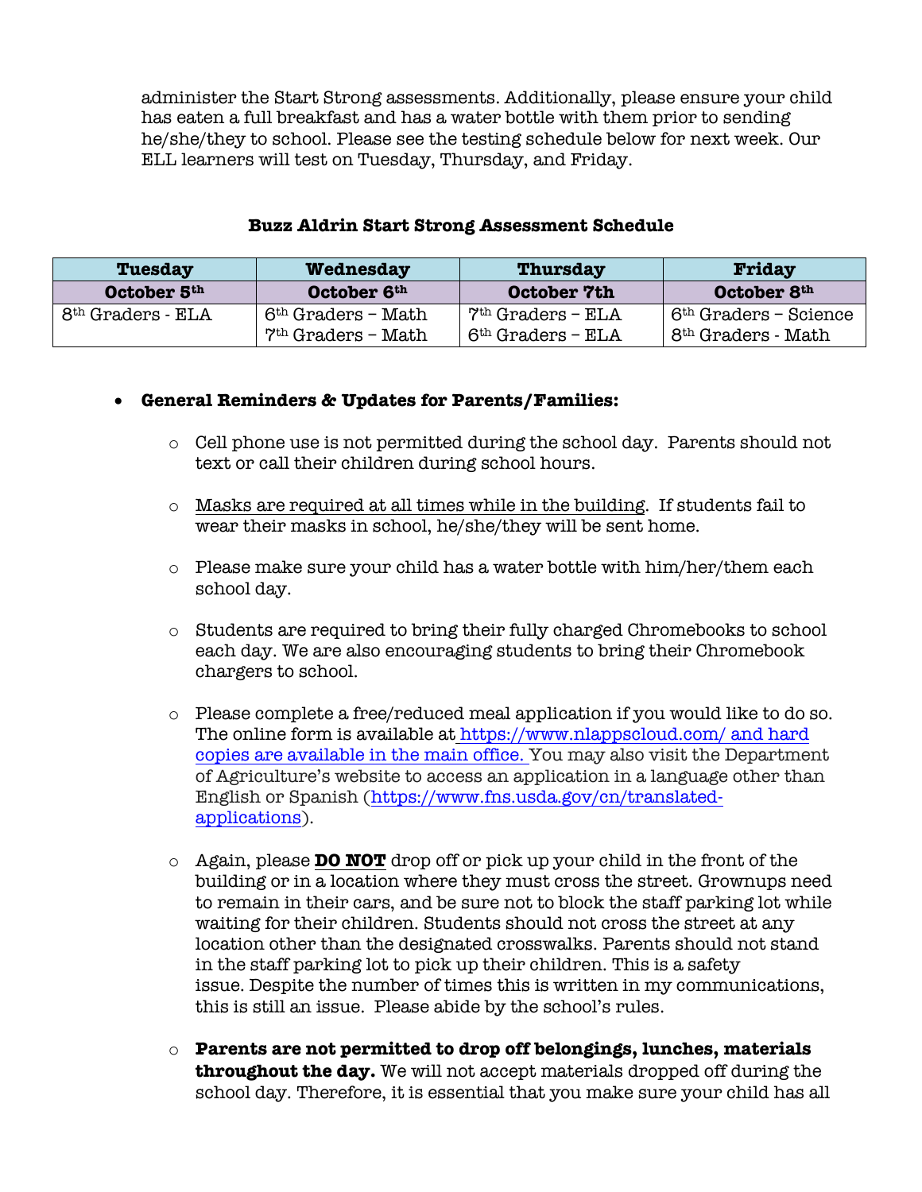administer the Start Strong assessments. Additionally, please ensure your child has eaten a full breakfast and has a water bottle with them prior to sending he/she/they to school. Please see the testing schedule below for next week. Our ELL learners will test on Tuesday, Thursday, and Friday.

**Buzz Aldrin Start Strong Assessment Schedule**

| Tuesday | Wednesday | Thursday | Friday |
|---|---|---|---|
| **October 5th** | **October 6th** | **October 7th** | **October 8th** |
| 8th Graders - ELA | 6th Graders – Math<br>7th Graders – Math | 7th Graders – ELA<br>6th Graders – ELA | 6th Graders – Science<br>8th Graders - Math |

- **General Reminders & Updates for Parents/Families:**
  - Cell phone use is not permitted during the school day. Parents should not text or call their children during school hours.
  - Masks are required at all times while in the building. If students fail to wear their masks in school, he/she/they will be sent home.
  - Please make sure your child has a water bottle with him/her/them each school day.
  - Students are required to bring their fully charged Chromebooks to school each day. We are also encouraging students to bring their Chromebook chargers to school.
  - Please complete a free/reduced meal application if you would like to do so. The online form is available at https://www.nlappscloud.com/ and hard copies are available in the main office. You may also visit the Department of Agriculture's website to access an application in a language other than English or Spanish (https://www.fns.usda.gov/cn/translated-applications).
  - Again, please **DO NOT** drop off or pick up your child in the front of the building or in a location where they must cross the street. Grownups need to remain in their cars, and be sure not to block the staff parking lot while waiting for their children. Students should not cross the street at any location other than the designated crosswalks. Parents should not stand in the staff parking lot to pick up their children. This is a safety issue. Despite the number of times this is written in my communications, this is still an issue. Please abide by the school's rules.
  - **Parents are not permitted to drop off belongings, lunches, materials throughout the day.** We will not accept materials dropped off during the school day. Therefore, it is essential that you make sure your child has all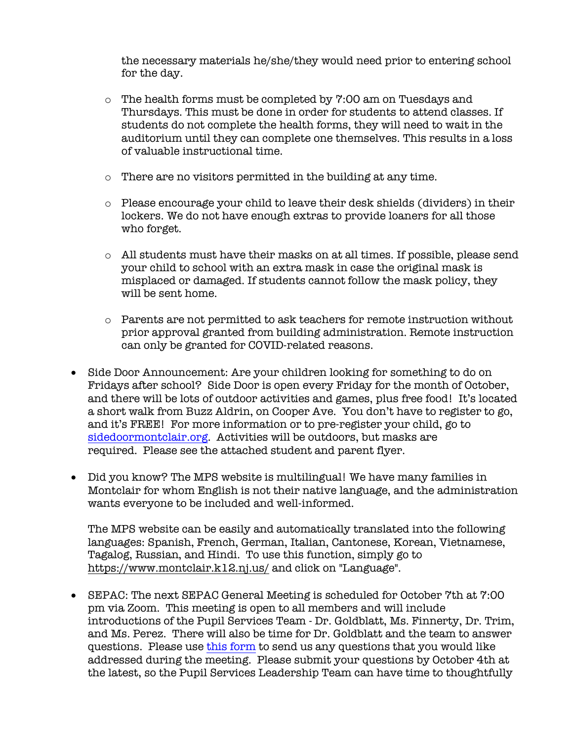the necessary materials he/she/they would need prior to entering school for the day.

    - The health forms must be completed by 7:00 am on Tuesdays and Thursdays. This must be done in order for students to attend classes. If students do not complete the health forms, they will need to wait in the auditorium until they can complete one themselves. This results in a loss of valuable instructional time.

    - There are no visitors permitted in the building at any time.

    - Please encourage your child to leave their desk shields (dividers) in their lockers. We do not have enough extras to provide loaners for all those who forget.

    - All students must have their masks on at all times. If possible, please send your child to school with an extra mask in case the original mask is misplaced or damaged. If students cannot follow the mask policy, they will be sent home.

    - Parents are not permitted to ask teachers for remote instruction without prior approval granted from building administration. Remote instruction can only be granted for COVID-related reasons.

- Side Door Announcement: Are your children looking for something to do on Fridays after school? Side Door is open every Friday for the month of October, and there will be lots of outdoor activities and games, plus free food! It's located a short walk from Buzz Aldrin, on Cooper Ave. You don't have to register to go, and it's FREE! For more information or to pre-register your child, go to [sidedoormontclair.org](sidedoormontclair.org). Activities will be outdoors, but masks are required. Please see the attached student and parent flyer.

- Did you know? The MPS website is multilingual! We have many families in Montclair for whom English is not their native language, and the administration wants everyone to be included and well-informed.

  The MPS website can be easily and automatically translated into the following languages: Spanish, French, German, Italian, Cantonese, Korean, Vietnamese, Tagalog, Russian, and Hindi. To use this function, simply go to https://www.montclair.k12.nj.us/ and click on "Language".

- SEPAC: The next SEPAC General Meeting is scheduled for October 7th at 7:00 pm via Zoom. This meeting is open to all members and will include introductions of the Pupil Services Team - Dr. Goldblatt, Ms. Finnerty, Dr. Trim, and Ms. Perez. There will also be time for Dr. Goldblatt and the team to answer questions. Please use this form to send us any questions that you would like addressed during the meeting. Please submit your questions by October 4th at the latest, so the Pupil Services Leadership Team can have time to thoughtfully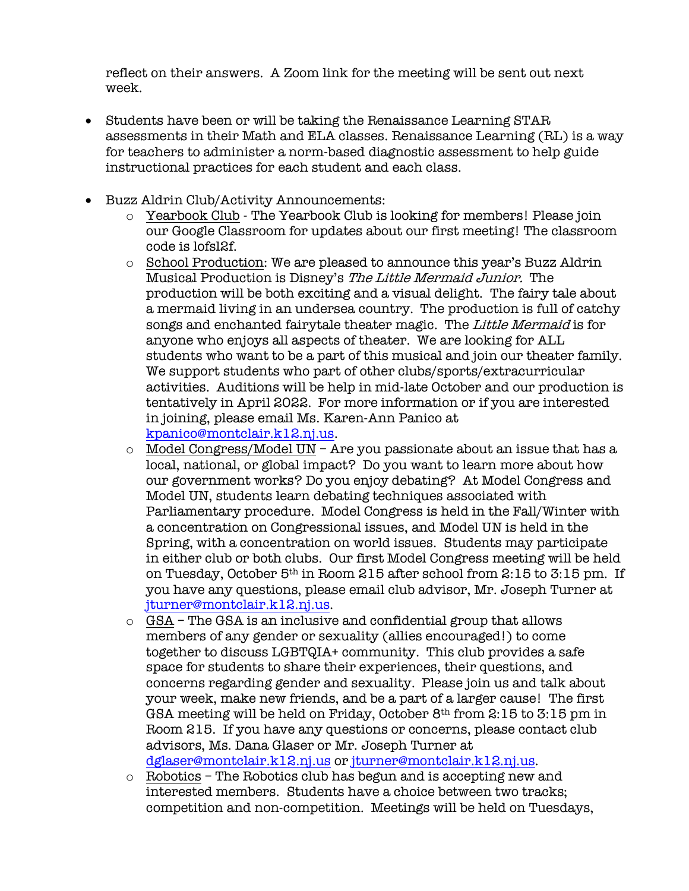reflect on their answers. A Zoom link for the meeting will be sent out next week.

- Students have been or will be taking the Renaissance Learning STAR assessments in their Math and ELA classes. Renaissance Learning (RL) is a way for teachers to administer a norm-based diagnostic assessment to help guide instructional practices for each student and each class.

- Buzz Aldrin Club/Activity Announcements:
  - Yearbook Club - The Yearbook Club is looking for members! Please join our Google Classroom for updates about our first meeting! The classroom code is lofsl2f.
  - School Production: We are pleased to announce this year's Buzz Aldrin Musical Production is Disney's *The Little Mermaid Junior.* The production will be both exciting and a visual delight. The fairy tale about a mermaid living in an undersea country. The production is full of catchy songs and enchanted fairytale theater magic. The *Little Mermaid* is for anyone who enjoys all aspects of theater. We are looking for ALL students who want to be a part of this musical and join our theater family. We support students who part of other clubs/sports/extracurricular activities. Auditions will be help in mid-late October and our production is tentatively in April 2022. For more information or if you are interested in joining, please email Ms. Karen-Ann Panico at kpanico@montclair.k12.nj.us.
  - Model Congress/Model UN – Are you passionate about an issue that has a local, national, or global impact? Do you want to learn more about how our government works? Do you enjoy debating? At Model Congress and Model UN, students learn debating techniques associated with Parliamentary procedure. Model Congress is held in the Fall/Winter with a concentration on Congressional issues, and Model UN is held in the Spring, with a concentration on world issues. Students may participate in either club or both clubs. Our first Model Congress meeting will be held on Tuesday, October 5th in Room 215 after school from 2:15 to 3:15 pm. If you have any questions, please email club advisor, Mr. Joseph Turner at jturner@montclair.k12.nj.us.
  - GSA – The GSA is an inclusive and confidential group that allows members of any gender or sexuality (allies encouraged!) to come together to discuss LGBTQIA+ community. This club provides a safe space for students to share their experiences, their questions, and concerns regarding gender and sexuality. Please join us and talk about your week, make new friends, and be a part of a larger cause! The first GSA meeting will be held on Friday, October 8th from 2:15 to 3:15 pm in Room 215. If you have any questions or concerns, please contact club advisors, Ms. Dana Glaser or Mr. Joseph Turner at dglaser@montclair.k12.nj.us or jturner@montclair.k12.nj.us.
  - Robotics – The Robotics club has begun and is accepting new and interested members. Students have a choice between two tracks; competition and non-competition. Meetings will be held on Tuesdays,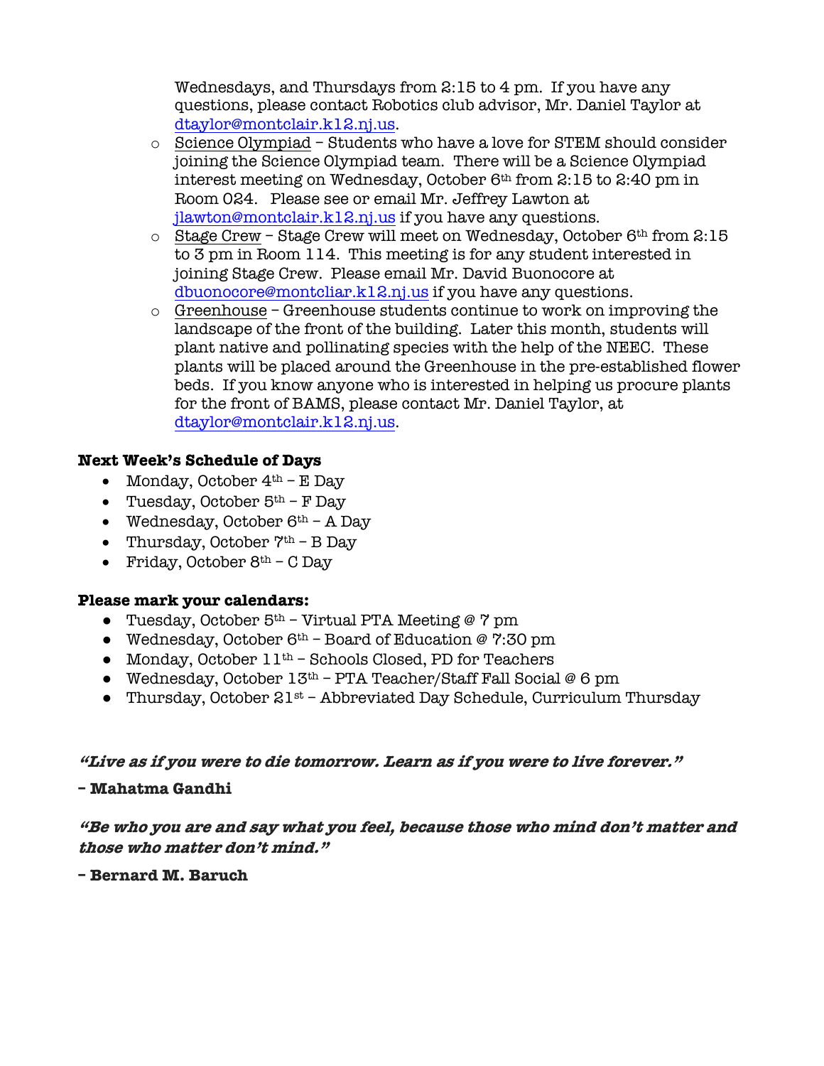Wednesdays, and Thursdays from 2:15 to 4 pm. If you have any questions, please contact Robotics club advisor, Mr. Daniel Taylor at dtaylor@montclair.k12.nj.us.

- Science Olympiad – Students who have a love for STEM should consider joining the Science Olympiad team. There will be a Science Olympiad interest meeting on Wednesday, October 6th from 2:15 to 2:40 pm in Room 024. Please see or email Mr. Jeffrey Lawton at jlawton@montclair.k12.nj.us if you have any questions.
- Stage Crew – Stage Crew will meet on Wednesday, October 6th from 2:15 to 3 pm in Room 114. This meeting is for any student interested in joining Stage Crew. Please email Mr. David Buonocore at dbuonocore@montcliar.k12.nj.us if you have any questions.
- Greenhouse – Greenhouse students continue to work on improving the landscape of the front of the building. Later this month, students will plant native and pollinating species with the help of the NEEC. These plants will be placed around the Greenhouse in the pre-established flower beds. If you know anyone who is interested in helping us procure plants for the front of BAMS, please contact Mr. Daniel Taylor, at dtaylor@montclair.k12.nj.us.

**Next Week's Schedule of Days**

- Monday, October 4th – E Day
- Tuesday, October 5th – F Day
- Wednesday, October 6th – A Day
- Thursday, October 7th – B Day
- Friday, October 8th – C Day

**Please mark your calendars:**

- Tuesday, October 5th – Virtual PTA Meeting @ 7 pm
- Wednesday, October 6th – Board of Education @ 7:30 pm
- Monday, October 11th – Schools Closed, PD for Teachers
- Wednesday, October 13th – PTA Teacher/Staff Fall Social @ 6 pm
- Thursday, October 21st – Abbreviated Day Schedule, Curriculum Thursday

***"Live as if you were to die tomorrow. Learn as if you were to live forever."***

**– Mahatma Gandhi**

***"Be who you are and say what you feel, because those who mind don't matter and those who matter don't mind."***

**– Bernard M. Baruch**